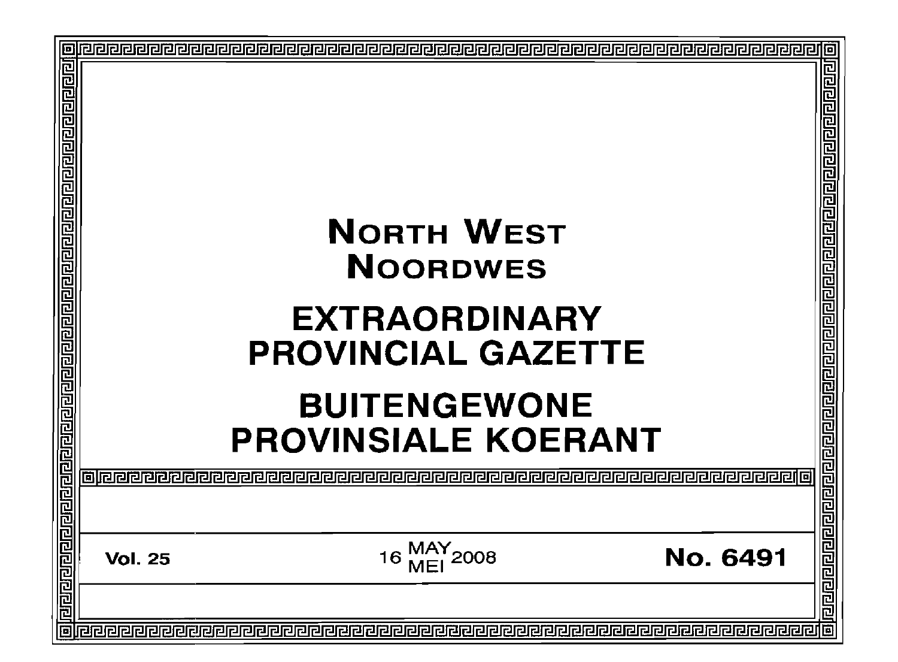# NORTH WEST
# NOORDWES

# EXTRAORDINARY PROVINCIAL GAZETTE

# BUITENGEWONE PROVINSIALE KOERANT

**Vol. 25** | 16 MAY / MEI 2008 | **No. 6491**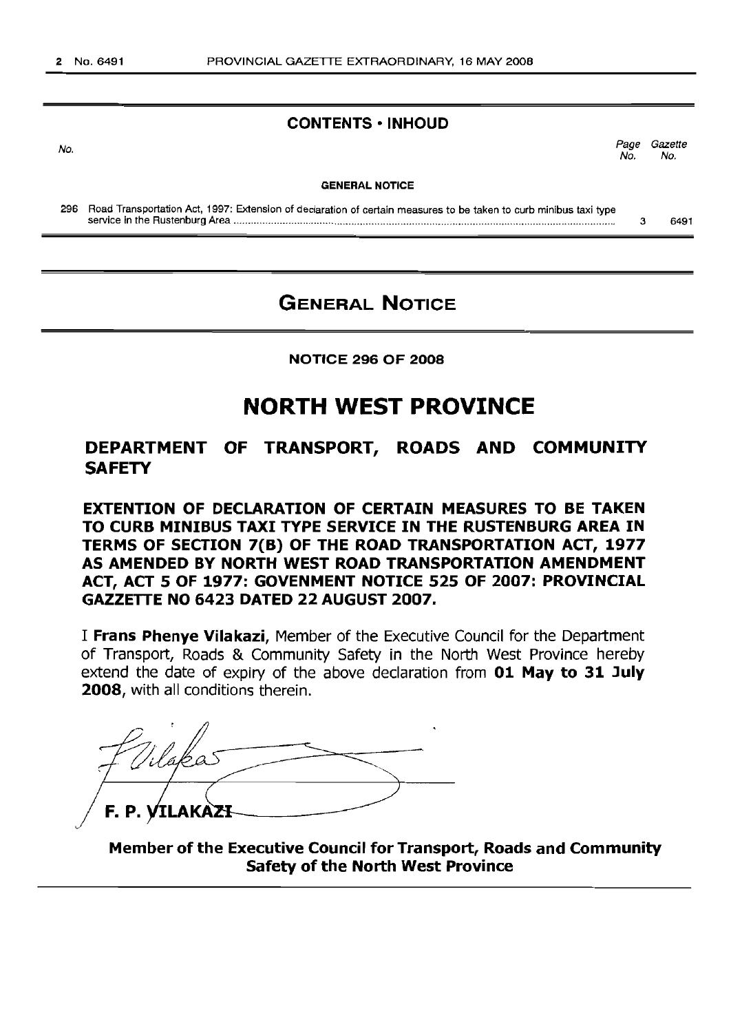## CONTENTS • INHOUD

| No. | | Page No. | Gazette No. |
|---|---|---|---|
| | **GENERAL NOTICE** | | |
| 296 | Road Transportation Act, 1997: Extension of declaration of certain measures to be taken to curb minibus taxi type service in the Rustenburg Area | 3 | 6491 |

# GENERAL NOTICE

**NOTICE 296 OF 2008**

# NORTH WEST PROVINCE

## DEPARTMENT OF TRANSPORT, ROADS AND COMMUNITY SAFETY

**EXTENTION OF DECLARATION OF CERTAIN MEASURES TO BE TAKEN TO CURB MINIBUS TAXI TYPE SERVICE IN THE RUSTENBURG AREA IN TERMS OF SECTION 7(B) OF THE ROAD TRANSPORTATION ACT, 1977 AS AMENDED BY NORTH WEST ROAD TRANSPORTATION AMENDMENT ACT, ACT 5 OF 1977: GOVENMENT NOTICE 525 OF 2007: PROVINCIAL GAZZETTE NO 6423 DATED 22 AUGUST 2007.**

I **Frans Phenye Vilakazi**, Member of the Executive Council for the Department of Transport, Roads & Community Safety in the North West Province hereby extend the date of expiry of the above declaration from **01 May to 31 July 2008**, with all conditions therein.

**F. P. VILAKAZI**

**Member of the Executive Council for Transport, Roads and Community Safety of the North West Province**